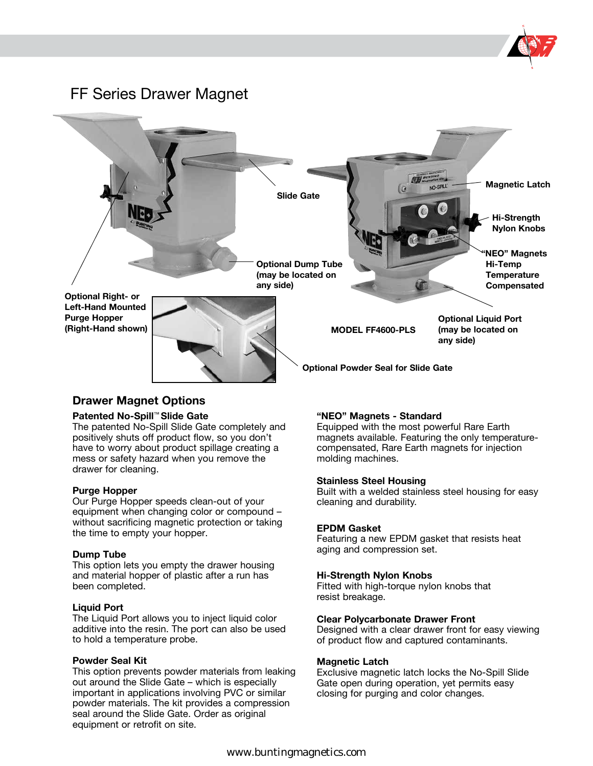# FF Series Drawer Magnet

Slide Gate

Magnetic Latch

Hi-Strength Nylon Knobs

"NEO" Magnets Hi-Temp Temperature Compensated

Optional Dump Tube (may be located on any side)

Optional Right- or Left-Hand Mounted Purge Hopper (Right-Hand shown)

MODEL FF4600-PLS

Optional Liquid Port (may be located on any side)

Optional Powder Seal for Slide Gate

## Drawer Magnet Options

**Patented No-Spill™ Slide Gate**
The patented No-Spill Slide Gate completely and positively shuts off product flow, so you don't have to worry about product spillage creating a mess or safety hazard when you remove the drawer for cleaning.

**Purge Hopper**
Our Purge Hopper speeds clean-out of your equipment when changing color or compound – without sacrificing magnetic protection or taking the time to empty your hopper.

**Dump Tube**
This option lets you empty the drawer housing and material hopper of plastic after a run has been completed.

**Liquid Port**
The Liquid Port allows you to inject liquid color additive into the resin. The port can also be used to hold a temperature probe.

**Powder Seal Kit**
This option prevents powder materials from leaking out around the Slide Gate – which is especially important in applications involving PVC or similar powder materials. The kit provides a compression seal around the Slide Gate. Order as original equipment or retrofit on site.

**"NEO" Magnets - Standard**
Equipped with the most powerful Rare Earth magnets available. Featuring the only temperature-compensated, Rare Earth magnets for injection molding machines.

**Stainless Steel Housing**
Built with a welded stainless steel housing for easy cleaning and durability.

**EPDM Gasket**
Featuring a new EPDM gasket that resists heat aging and compression set.

**Hi-Strength Nylon Knobs**
Fitted with high-torque nylon knobs that resist breakage.

**Clear Polycarbonate Drawer Front**
Designed with a clear drawer front for easy viewing of product flow and captured contaminants.

**Magnetic Latch**
Exclusive magnetic latch locks the No-Spill Slide Gate open during operation, yet permits easy closing for purging and color changes.

www.buntingmagnetics.com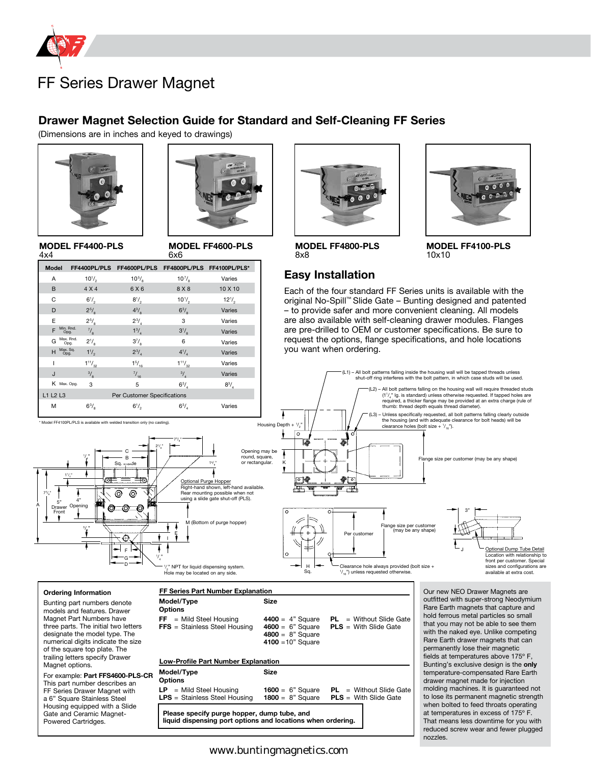# FF Series Drawer Magnet

## Drawer Magnet Selection Guide for Standard and Self-Cleaning FF Series

(Dimensions are in inches and keyed to drawings)

**MODEL FF4400-PLS**
4x4

**MODEL FF4600-PLS**
6x6

**MODEL FF4800-PLS**
8x8

**MODEL FF4100-PLS**
10x10

| Model | FF4400PL/PLS | FF4600PL/PLS | FF4800PL/PLS | FF4100PL/PLS* |
|---|---|---|---|---|
| A | 10 1/2 | 10 5/8 | 10 7/8 | Varies |
| B | 4 X 4 | 6 X 6 | 8 X 8 | 10 X 10 |
| C | 6 1/2 | 8 1/2 | 10 1/2 | 12 1/2 |
| D | 2 5/8 | 4 3/8 | 6 3/8 | Varies |
| E | 2 5/8 | 2 3/4 | 3 | Varies |
| F Min. Rnd. Opg. | 7/8 | 1 3/4 | 3 1/8 | Varies |
| G Max. Rnd. Opg. | 2 1/8 | 3 7/8 | 6 | Varies |
| H Max. Sq. Opg. | 1 1/2 | 2 3/4 | 4 1/4 | Varies |
| I | 1 11/32 | 1 5/16 | 1 11/32 | Varies |
| J | 3/8 | 7/16 | 3/4 | Varies |
| K Max. Opg. | 3 | 5 | 6 3/4 | 8 3/4 |
| L1 L2 L3 | Per Customer Specifications | | | |
| M | 6 3/8 | 6 1/2 | 6 3/4 | Varies |

\* Model FF4100PL/PLS is available with welded transition only (no casting).

## Easy Installation

Each of the four standard FF Series units is available with the original No-Spill™ Slide Gate – Bunting designed and patented – to provide safer and more convenient cleaning. All models are also available with self-cleaning drawer modules. Flanges are pre-drilled to OEM or customer specifications. Be sure to request the options, flange specifications, and hole locations you want when ordering.

(L1) – All bolt patterns falling inside the housing wall will be tapped threads unless shut-off ring interferes with the bolt pattern, in which case studs will be used.

(L2) – All bolt patterns falling on the housing wall will require threaded studs (1 1/4" lg. is standard) unless otherwise requested. If tapped holes are required, a thicker flange may be provided at an extra charge (rule of thumb: thread depth equals thread diameter).

(L3) – Unless specifically requested, all bolt patterns falling clearly outside the housing (and with adequate clearance for bolt heads) will be clearance holes (bolt size + 1/16").

Housing Depth + 1/2"

Opening may be round, square, or rectangular.

Flange size per customer (may be any shape)

Optional Purge Hopper
Right-hand shown, left-hand available. Rear mounting possible when not using a slide gate shut-off (PLS).

M (Bottom of purge hopper)

1/2" NPT for liquid dispensing system. Hole may be located on any side.

5" Drawer Front

4" Opening

Flange size per customer (may be any shape)

Per customer

Clearance hole always provided (bolt size + 1/16") unless requested otherwise.

Optional Dump Tube Detail
Location with relationship to front per customer. Special sizes and configurations are available at extra cost.

### Ordering Information

Bunting part numbers denote models and features. Drawer Magnet Part Numbers have three parts. The initial two letters designate the model type. The numerical digits indicate the size of the square top plate. The trailing letters specify Drawer Magnet options.

For example: **Part FFS4600-PLS-CR** This part number describes an FF Series Drawer Magnet with a 6" Square Stainless Steel Housing equipped with a Slide Gate and Ceramic Magnet-Powered Cartridges.

### FF Series Part Number Explanation

| Model/Type | Size | Options |
|---|---|---|
| **FF** = Mild Steel Housing | **4400** = 4" Square | **PL** = Without Slide Gate |
| **FFS** = Stainless Steel Housing | **4600** = 6" Square | **PLS** = With Slide Gate |
| | **4800** = 8" Square | |
| | **4100** =10" Square | |

### Low-Profile Part Number Explanation

| Model/Type | Size | Options |
|---|---|---|
| **LP** = Mild Steel Housing | **1600** = 6" Square | **PL** = Without Slide Gate |
| **LPS** = Stainless Steel Housing | **1800** = 8" Square | **PLS** = With Slide Gate |

**Please specify purge hopper, dump tube, and liquid dispensing port options and locations when ordering.**

Our new NEO Drawer Magnets are outfitted with super-strong Neodymium Rare Earth magnets that capture and hold ferrous metal particles so small that you may not be able to see them with the naked eye. Unlike competing Rare Earth drawer magnets that can permanently lose their magnetic fields at temperatures above 175° F, Bunting's exclusive design is the **only** temperature-compensated Rare Earth drawer magnet made for injection molding machines. It is guaranteed not to lose its permanent magnetic strength when bolted to feed throats operating at temperatures in excess of 175° F. That means less downtime for you with reduced screw wear and fewer plugged nozzles.

www.buntingmagnetics.com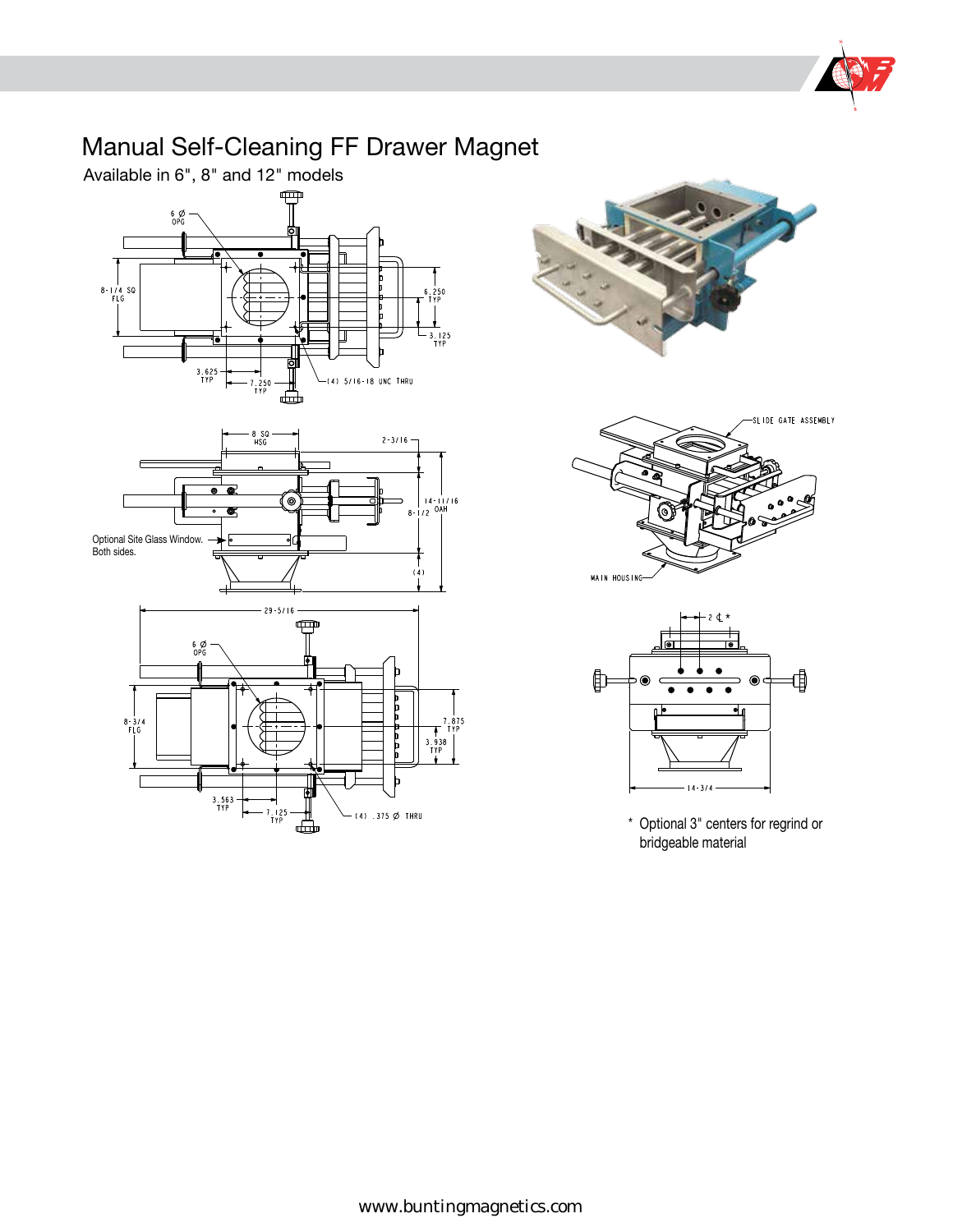# Manual Self-Cleaning FF Drawer Magnet

Available in 6", 8" and 12" models

6 Ø OPG

8-1/4 SQ FLG

6.250 TYP

3.125 TYP

3.625 TYP

7.250 TYP

(4) 5/16-18 UNC THRU

8 SQ HSG

2-3/16

14-11/16 OAH

8-1/2

(4)

Optional Site Glass Window. Both sides.

29-5/16

6 Ø OPG

8-3/4 FLG

7.875 TYP

3.938 TYP

3.563 TYP

7.125 TYP

(4) .375 Ø THRU

SLIDE GATE ASSEMBLY

MAIN HOUSING

2 ℄ *

14-3/4

\* Optional 3" centers for regrind or bridgeable material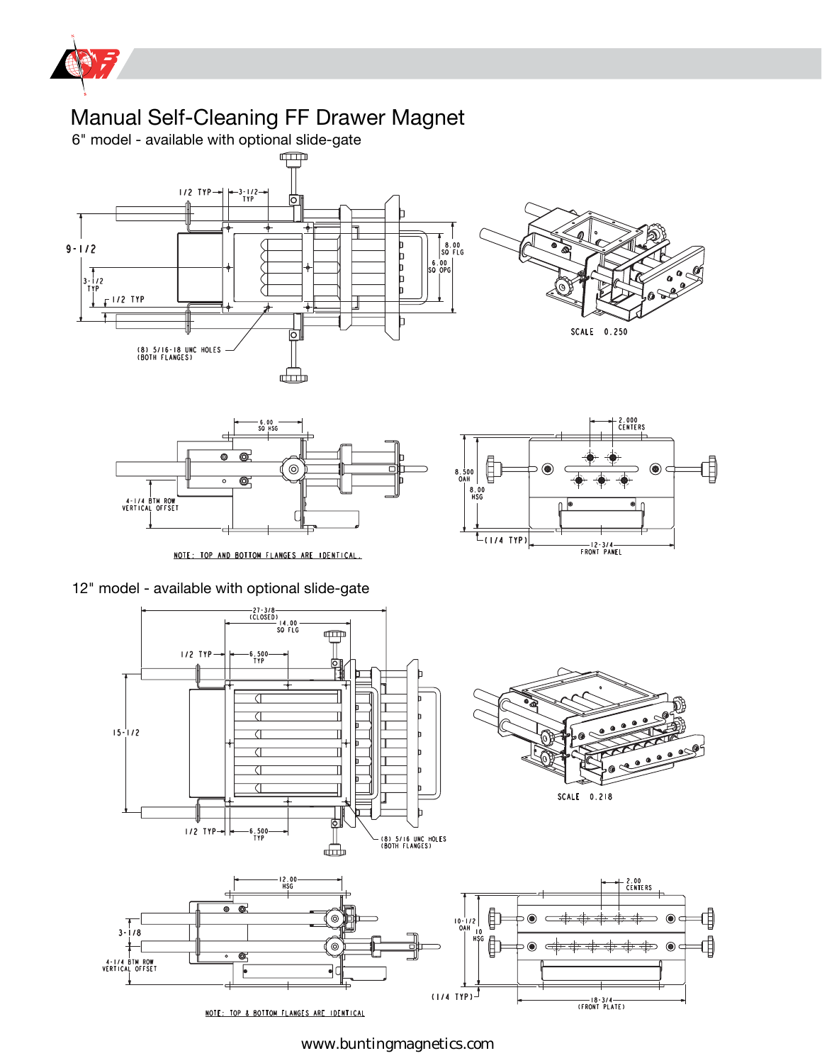# Manual Self-Cleaning FF Drawer Magnet

6" model - available with optional slide-gate

1/2 TYP

3-1/2 TYP

9-1/2

3-1/2 TYP

1/2 TYP

8.00 SQ FLG

6.00 SQ OPG

(8) 5/16-18 UNC HOLES (BOTH FLANGES)

SCALE 0.250

6.00 SQ HSG

4-1/4 BTM ROW VERTICAL OFFSET

NOTE: TOP AND BOTTOM FLANGES ARE IDENTICAL.

2.000 CENTERS

8.500 OAH

8.00 HSG

(1/4 TYP)

12-3/4 FRONT PANEL

12" model - available with optional slide-gate

27-3/8 (CLOSED)

14.00 SQ FLG

1/2 TYP

6.500 TYP

15-1/2

1/2 TYP

6.500 TYP

(8) 5/16 UNC HOLES (BOTH FLANGES)

SCALE 0.218

12.00 HSG

3-1/8

4-1/4 BTM ROW VERTICAL OFFSET

NOTE: TOP & BOTTOM FLANGES ARE IDENTICAL

2.00 CENTERS

10-1/2 OAH

10 HSG

(1/4 TYP)

18-3/4 (FRONT PLATE)

www.buntingmagnetics.com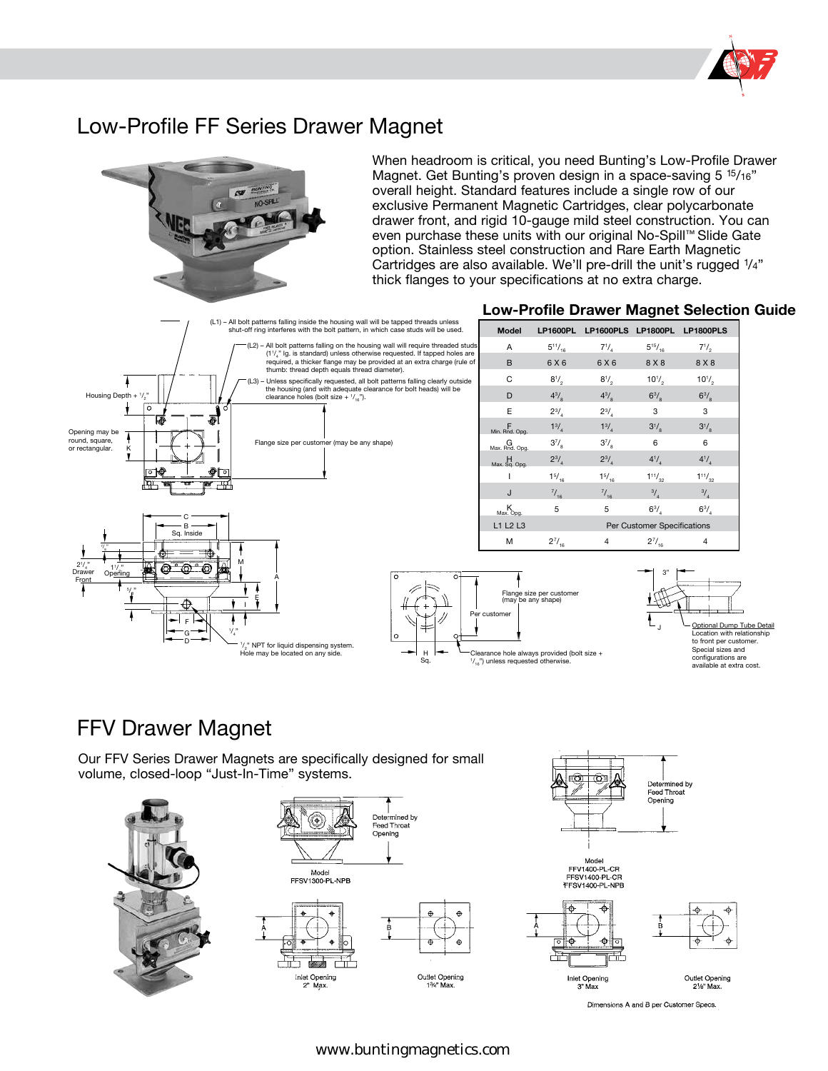# Low-Profile FF Series Drawer Magnet

When headroom is critical, you need Bunting's Low-Profile Drawer Magnet. Get Bunting's proven design in a space-saving 5 $^{15}/_{16}$" overall height. Standard features include a single row of our exclusive Permanent Magnetic Cartridges, clear polycarbonate drawer front, and rigid 10-gauge mild steel construction. You can even purchase these units with our original No-Spill™ Slide Gate option. Stainless steel construction and Rare Earth Magnetic Cartridges are also available. We'll pre-drill the unit's rugged $^{1}/_{4}$" thick flanges to your specifications at no extra charge.

(L1) – All bolt patterns falling inside the housing wall will be tapped threads unless shut-off ring interferes with the bolt pattern, in which case studs will be used.

(L2) – All bolt patterns falling on the housing wall will require threaded studs ($1^{1}/_{4}$" lg. is standard) unless otherwise requested. If tapped holes are required, a thicker flange may be provided at an extra charge (rule of thumb: thread depth equals thread diameter).

(L3) – Unless specifically requested, all bolt patterns falling clearly outside the housing (and with adequate clearance for bolt heads) will be clearance holes (bolt size + $^{1}/_{16}$").

Housing Depth + $^{1}/_{2}$"

Opening may be round, square, or rectangular.

Flange size per customer (may be any shape)

$2^{1}/_{4}$" Drawer Front

$1^{1}/_{2}$" Opening

$^{1}/_{2}$" NPT for liquid dispensing system. Hole may be located on any side.

Flange size per customer (may be any shape)

Per customer

Clearance hole always provided (bolt size + $^{1}/_{16}$") unless requested otherwise.

Optional Dump Tube Detail
Location with relationship to front per customer. Special sizes and configurations are available at extra cost.

## Low-Profile Drawer Magnet Selection Guide

| Model | LP1600PL | LP1600PLS | LP1800PL | LP1800PLS |
|---|---|---|---|---|
| A | $5^{11}/_{16}$ | $7^{1}/_{4}$ | $5^{15}/_{16}$ | $7^{1}/_{2}$ |
| B | 6 X 6 | 6 X 6 | 8 X 8 | 8 X 8 |
| C | $8^{1}/_{2}$ | $8^{1}/_{2}$ | $10^{1}/_{2}$ | $10^{1}/_{2}$ |
| D | $4^{3}/_{8}$ | $4^{3}/_{8}$ | $6^{3}/_{8}$ | $6^{3}/_{8}$ |
| E | $2^{3}/_{4}$ | $2^{3}/_{4}$ | 3 | 3 |
| F Min. Rnd. Opg. | $1^{3}/_{4}$ | $1^{3}/_{4}$ | $3^{1}/_{8}$ | $3^{1}/_{8}$ |
| G Max. Rnd. Opg. | $3^{7}/_{8}$ | $3^{7}/_{8}$ | 6 | 6 |
| H Max. Sq. Opg. | $2^{3}/_{4}$ | $2^{3}/_{4}$ | $4^{1}/_{4}$ | $4^{1}/_{4}$ |
| I | $1^{5}/_{16}$ | $1^{5}/_{16}$ | $1^{11}/_{32}$ | $1^{11}/_{32}$ |
| J | $^{7}/_{16}$ | $^{7}/_{16}$ | $^{3}/_{4}$ | $^{3}/_{4}$ |
| K Max. Opg. | 5 | 5 | $6^{3}/_{4}$ | $6^{3}/_{4}$ |
| L1 L2 L3 | Per Customer Specifications | | | |
| M | $2^{7}/_{16}$ | 4 | $2^{7}/_{16}$ | 4 |

# FFV Drawer Magnet

Our FFV Series Drawer Magnets are specifically designed for small volume, closed-loop "Just-In-Time" systems.

Determined by Feed Throat Opening

Model
FFSV1300-PL-NPB

Inlet Opening
2" Max.

Outlet Opening
1¾" Max.

Determined by Feed Throat Opening

Model
FFV1400-PL-CR
FFSV1400-PL-CR
FFSV1400-PL-NPB

Inlet Opening
3" Max

Outlet Opening
2⅛" Max.

Dimensions A and B per Customer Specs.

www.buntingmagnetics.com